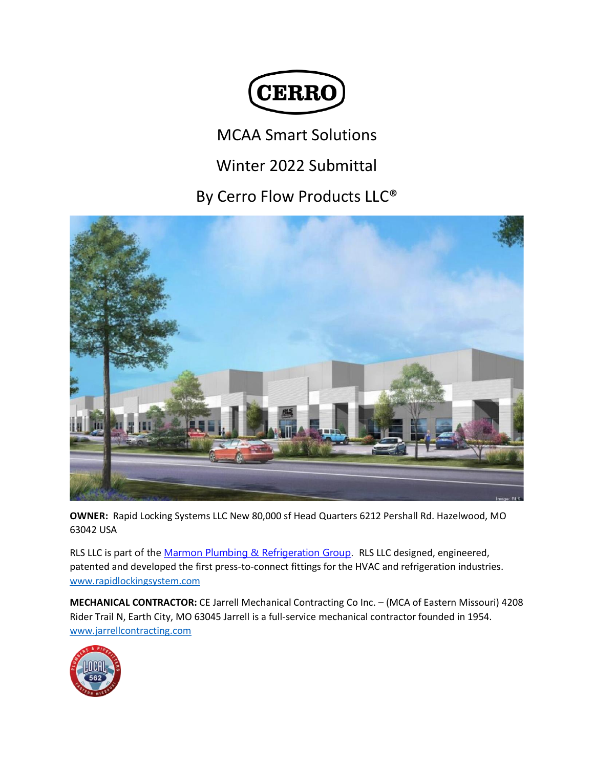# MCAA Smart Solutions

## Winter 2022 Submittal

## By Cerro Flow Products LLC®

**OWNER:** Rapid Locking Systems LLC New 80,000 sf Head Quarters 6212 Pershall Rd. Hazelwood, MO 63042 USA

RLS LLC is part of the [Marmon Plumbing & Refrigeration Group](). RLS LLC designed, engineered, patented and developed the first press-to-connect fittings for the HVAC and refrigeration industries. [www.rapidlockingsystem.com]()

**MECHANICAL CONTRACTOR:** CE Jarrell Mechanical Contracting Co Inc. – (MCA of Eastern Missouri) 4208 Rider Trail N, Earth City, MO 63045 Jarrell is a full-service mechanical contractor founded in 1954. [www.jarrellcontracting.com]()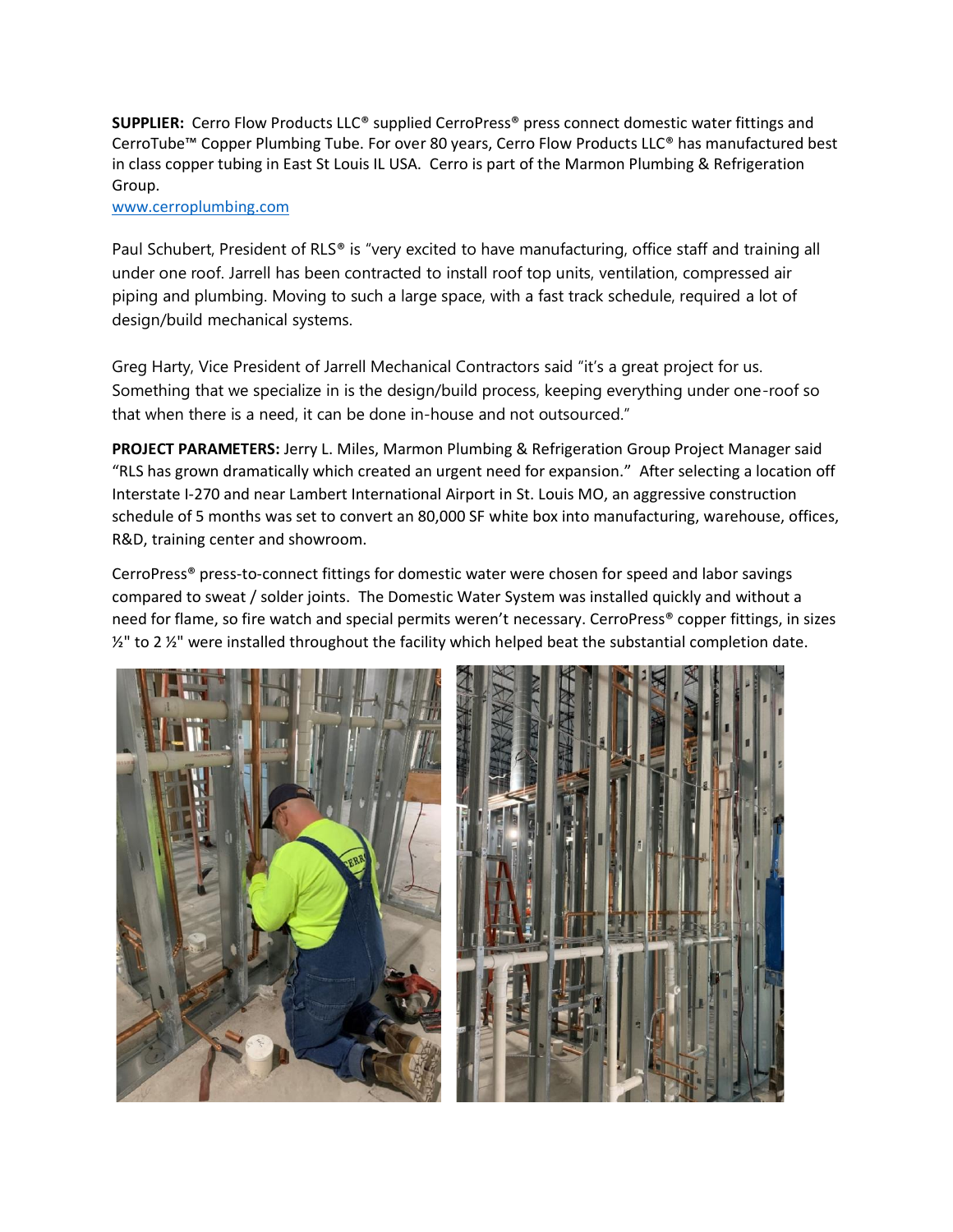**SUPPLIER:** Cerro Flow Products LLC® supplied CerroPress® press connect domestic water fittings and CerroTube™ Copper Plumbing Tube. For over 80 years, Cerro Flow Products LLC® has manufactured best in class copper tubing in East St Louis IL USA. Cerro is part of the Marmon Plumbing & Refrigeration Group.
www.cerroplumbing.com

Paul Schubert, President of RLS® is "very excited to have manufacturing, office staff and training all under one roof. Jarrell has been contracted to install roof top units, ventilation, compressed air piping and plumbing. Moving to such a large space, with a fast track schedule, required a lot of design/build mechanical systems.

Greg Harty, Vice President of Jarrell Mechanical Contractors said "it's a great project for us. Something that we specialize in is the design/build process, keeping everything under one-roof so that when there is a need, it can be done in-house and not outsourced."

**PROJECT PARAMETERS:** Jerry L. Miles, Marmon Plumbing & Refrigeration Group Project Manager said "RLS has grown dramatically which created an urgent need for expansion." After selecting a location off Interstate I-270 and near Lambert International Airport in St. Louis MO, an aggressive construction schedule of 5 months was set to convert an 80,000 SF white box into manufacturing, warehouse, offices, R&D, training center and showroom.

CerroPress® press-to-connect fittings for domestic water were chosen for speed and labor savings compared to sweat / solder joints. The Domestic Water System was installed quickly and without a need for flame, so fire watch and special permits weren't necessary. CerroPress® copper fittings, in sizes ½" to 2 ½" were installed throughout the facility which helped beat the substantial completion date.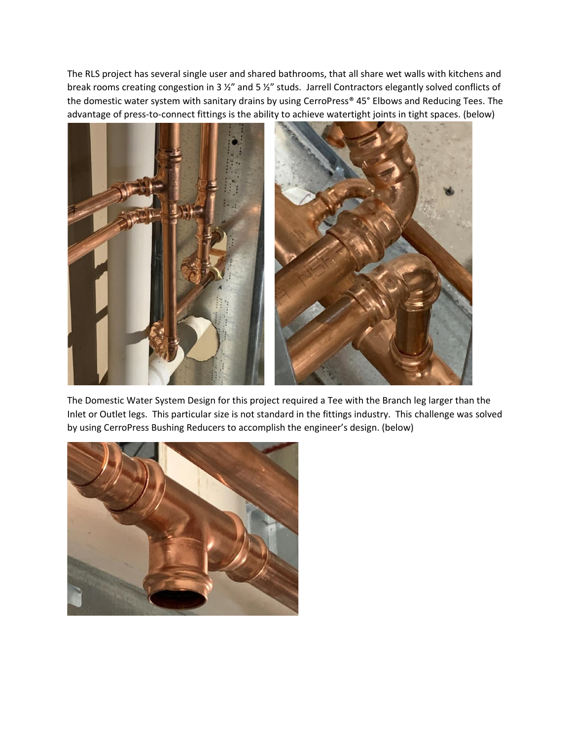The RLS project has several single user and shared bathrooms, that all share wet walls with kitchens and break rooms creating congestion in 3 ½" and 5 ½" studs. Jarrell Contractors elegantly solved conflicts of the domestic water system with sanitary drains by using CerroPress® 45° Elbows and Reducing Tees. The advantage of press-to-connect fittings is the ability to achieve watertight joints in tight spaces. (below)

The Domestic Water System Design for this project required a Tee with the Branch leg larger than the Inlet or Outlet legs. This particular size is not standard in the fittings industry. This challenge was solved by using CerroPress Bushing Reducers to accomplish the engineer's design. (below)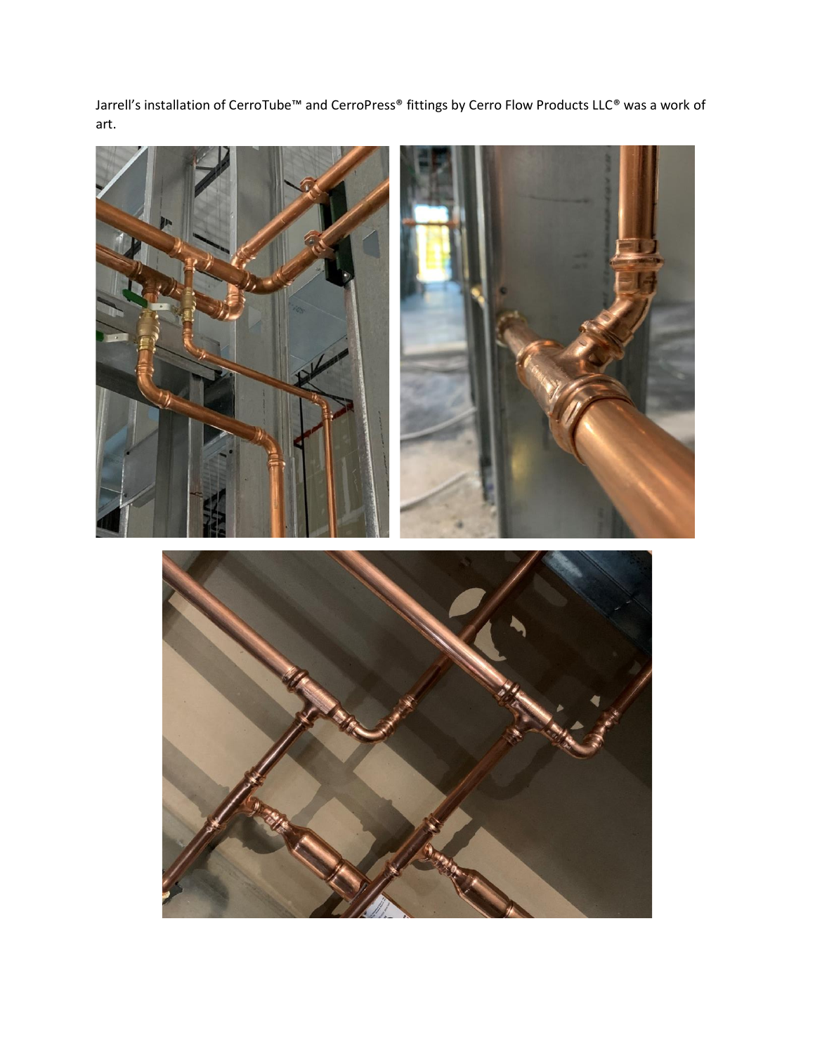Jarrell's installation of CerroTube™ and CerroPress® fittings by Cerro Flow Products LLC® was a work of art.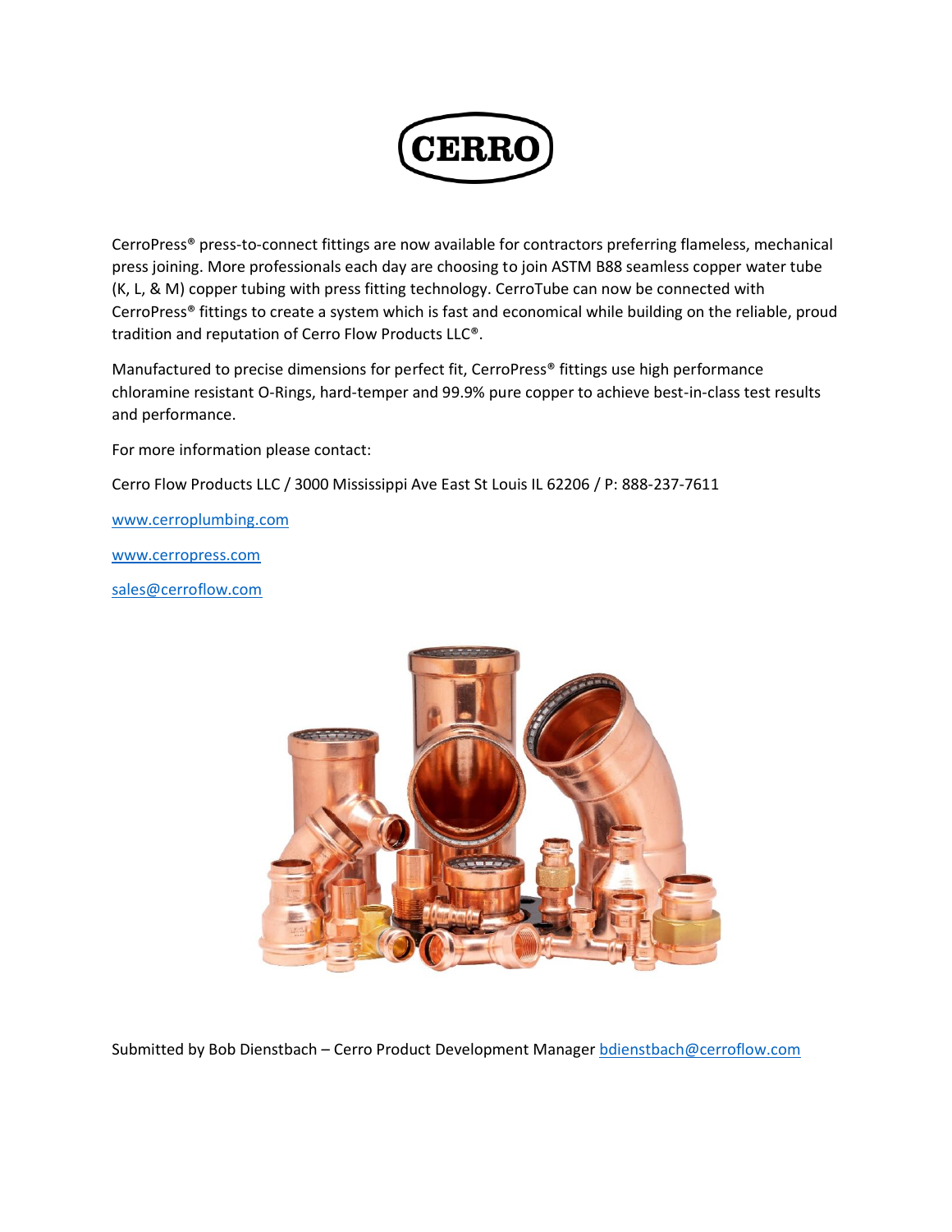CERRO

CerroPress® press-to-connect fittings are now available for contractors preferring flameless, mechanical press joining. More professionals each day are choosing to join ASTM B88 seamless copper water tube (K, L, & M) copper tubing with press fitting technology. CerroTube can now be connected with CerroPress® fittings to create a system which is fast and economical while building on the reliable, proud tradition and reputation of Cerro Flow Products LLC®.

Manufactured to precise dimensions for perfect fit, CerroPress® fittings use high performance chloramine resistant O-Rings, hard-temper and 99.9% pure copper to achieve best-in-class test results and performance.

For more information please contact:

Cerro Flow Products LLC / 3000 Mississippi Ave East St Louis IL 62206 / P: 888-237-7611

www.cerroplumbing.com

www.cerropress.com

sales@cerroflow.com

Submitted by Bob Dienstbach – Cerro Product Development Manager bdienstbach@cerroflow.com